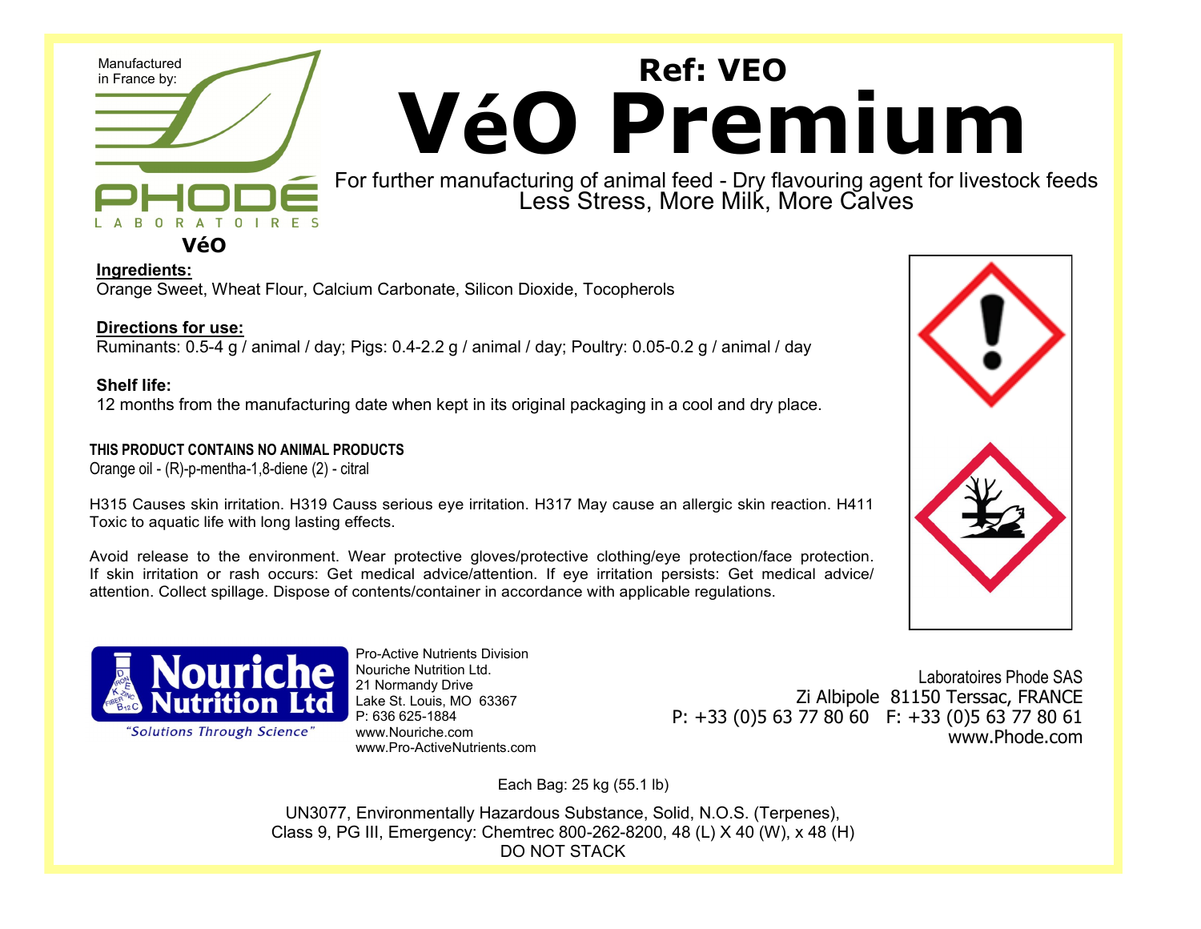Manufactured in France by:

PHODÉ
LABORATOIRES

VéO

# Ref: VEO

# VéO Premium

For further manufacturing of animal feed - Dry flavouring agent for livestock feeds
Less Stress, More Milk, More Calves

**Ingredients:**
Orange Sweet, Wheat Flour, Calcium Carbonate, Silicon Dioxide, Tocopherols

**Directions for use:**
Ruminants: 0.5-4 g / animal / day; Pigs: 0.4-2.2 g / animal / day; Poultry: 0.05-0.2 g / animal / day

**Shelf life:**
12 months from the manufacturing date when kept in its original packaging in a cool and dry place.

**THIS PRODUCT CONTAINS NO ANIMAL PRODUCTS**
Orange oil - (R)-p-mentha-1,8-diene (2) - citral

H315 Causes skin irritation. H319 Causs serious eye irritation. H317 May cause an allergic skin reaction. H411 Toxic to aquatic life with long lasting effects.

Avoid release to the environment. Wear protective gloves/protective clothing/eye protection/face protection. If skin irritation or rash occurs: Get medical advice/attention. If eye irritation persists: Get medical advice/attention. Collect spillage. Dispose of contents/container in accordance with applicable regulations.

Nouriche Nutrition Ltd
"Solutions Through Science"

Pro-Active Nutrients Division
Nouriche Nutrition Ltd.
21 Normandy Drive
Lake St. Louis, MO 63367
P: 636 625-1884
www.Nouriche.com
www.Pro-ActiveNutrients.com

Laboratoires Phode SAS
Zi Albipole 81150 Terssac, FRANCE
P: +33 (0)5 63 77 80 60 F: +33 (0)5 63 77 80 61
www.Phode.com

Each Bag: 25 kg (55.1 lb)

UN3077, Environmentally Hazardous Substance, Solid, N.O.S. (Terpenes),
Class 9, PG III, Emergency: Chemtrec 800-262-8200, 48 (L) X 40 (W), x 48 (H)
DO NOT STACK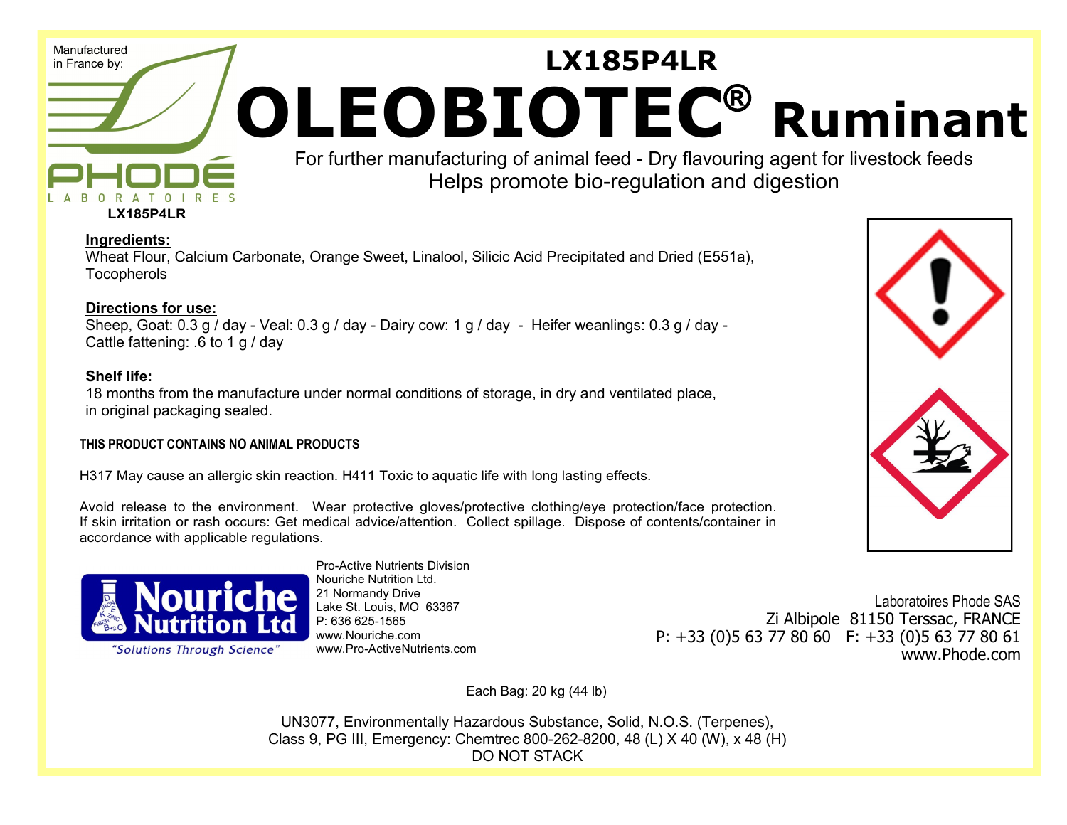Manufactured in France by:

PHODÉ LABORATOIRES

LX185P4LR

# LX185P4LR

# OLEOBIOTEC® Ruminant

For further manufacturing of animal feed - Dry flavouring agent for livestock feeds
Helps promote bio-regulation and digestion

**Ingredients:**
Wheat Flour, Calcium Carbonate, Orange Sweet, Linalool, Silicic Acid Precipitated and Dried (E551a), Tocopherols

**Directions for use:**
Sheep, Goat: 0.3 g / day - Veal: 0.3 g / day - Dairy cow: 1 g / day - Heifer weanlings: 0.3 g / day - Cattle fattening: .6 to 1 g / day

**Shelf life:**
18 months from the manufacture under normal conditions of storage, in dry and ventilated place, in original packaging sealed.

**THIS PRODUCT CONTAINS NO ANIMAL PRODUCTS**

H317 May cause an allergic skin reaction. H411 Toxic to aquatic life with long lasting effects.

Avoid release to the environment. Wear protective gloves/protective clothing/eye protection/face protection. If skin irritation or rash occurs: Get medical advice/attention. Collect spillage. Dispose of contents/container in accordance with applicable regulations.

Nouriche Nutrition Ltd
"Solutions Through Science"

Pro-Active Nutrients Division
Nouriche Nutrition Ltd.
21 Normandy Drive
Lake St. Louis, MO 63367
P: 636 625-1565
www.Nouriche.com
www.Pro-ActiveNutrients.com

Laboratoires Phode SAS
Zi Albipole 81150 Terssac, FRANCE
P: +33 (0)5 63 77 80 60 F: +33 (0)5 63 77 80 61
www.Phode.com

Each Bag: 20 kg (44 lb)

UN3077, Environmentally Hazardous Substance, Solid, N.O.S. (Terpenes), Class 9, PG III, Emergency: Chemtrec 800-262-8200, 48 (L) X 40 (W), x 48 (H)
DO NOT STACK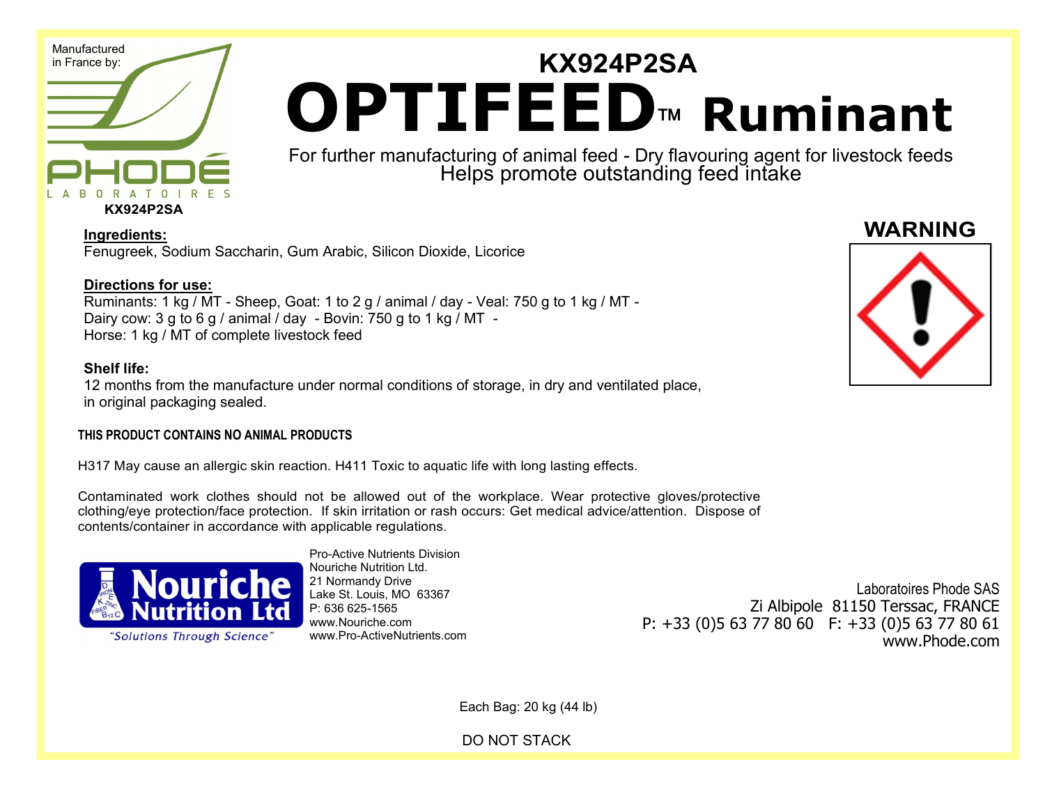Manufactured in France by:

PHODÉ LABORATOIRES

KX924P2SA

# KX924P2SA

# OPTIFEED™ Ruminant

For further manufacturing of animal feed - Dry flavouring agent for livestock feeds
Helps promote outstanding feed intake

**WARNING**

**Ingredients:**
Fenugreek, Sodium Saccharin, Gum Arabic, Silicon Dioxide, Licorice

**Directions for use:**
Ruminants: 1 kg / MT - Sheep, Goat: 1 to 2 g / animal / day - Veal: 750 g to 1 kg / MT -
Dairy cow: 3 g to 6 g / animal / day - Bovin: 750 g to 1 kg / MT -
Horse: 1 kg / MT of complete livestock feed

**Shelf life:**
12 months from the manufacture under normal conditions of storage, in dry and ventilated place, in original packaging sealed.

**THIS PRODUCT CONTAINS NO ANIMAL PRODUCTS**

H317 May cause an allergic skin reaction. H411 Toxic to aquatic life with long lasting effects.

Contaminated work clothes should not be allowed out of the workplace. Wear protective gloves/protective clothing/eye protection/face protection. If skin irritation or rash occurs: Get medical advice/attention. Dispose of contents/container in accordance with applicable regulations.

Nouriche Nutrition Ltd
"Solutions Through Science"

Pro-Active Nutrients Division
Nouriche Nutrition Ltd.
21 Normandy Drive
Lake St. Louis, MO 63367
P: 636 625-1565
www.Nouriche.com
www.Pro-ActiveNutrients.com

Laboratoires Phode SAS
Zi Albipole 81150 Terssac, FRANCE
P: +33 (0)5 63 77 80 60 F: +33 (0)5 63 77 80 61
www.Phode.com

Each Bag: 20 kg (44 lb)

DO NOT STACK